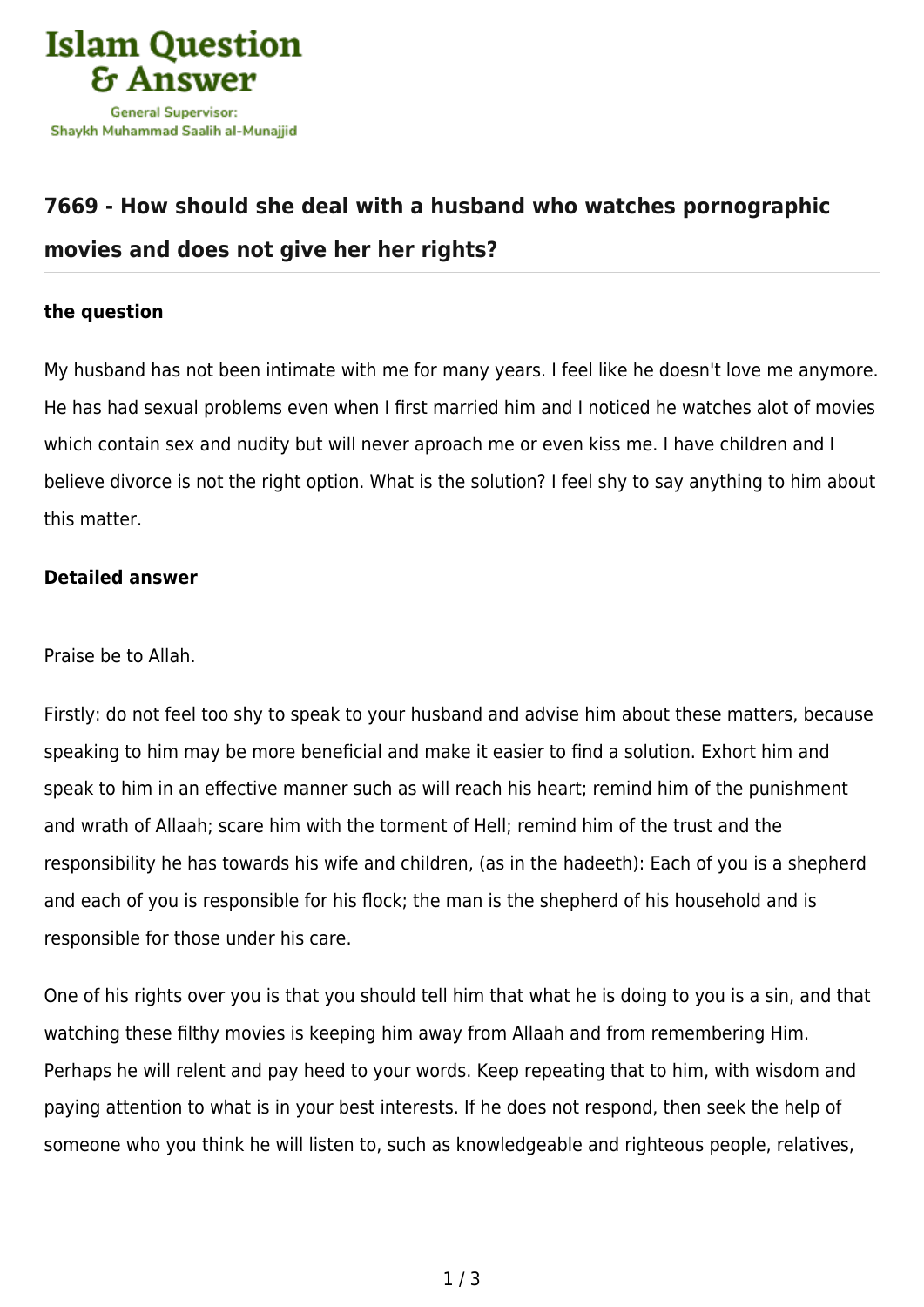# 7669 - How should she deal with a husband who watches pornographic movies and does not give her her rights?

### the question

My husband has not been intimate with me for many years. I feel like he doesn't love me anymore. He has had sexual problems even when I first married him and I noticed he watches alot of movies which contain sex and nudity but will never aproach me or even kiss me. I have children and I believe divorce is not the right option. What is the solution? I feel shy to say anything to him about this matter.

### Detailed answer

Praise be to Allah.

Firstly: do not feel too shy to speak to your husband and advise him about these matters, because speaking to him may be more beneficial and make it easier to find a solution. Exhort him and speak to him in an effective manner such as will reach his heart; remind him of the punishment and wrath of Allaah; scare him with the torment of Hell; remind him of the trust and the responsibility he has towards his wife and children, (as in the hadeeth): Each of you is a shepherd and each of you is responsible for his flock; the man is the shepherd of his household and is responsible for those under his care.

One of his rights over you is that you should tell him that what he is doing to you is a sin, and that watching these filthy movies is keeping him away from Allaah and from remembering Him. Perhaps he will relent and pay heed to your words. Keep repeating that to him, with wisdom and paying attention to what is in your best interests. If he does not respond, then seek the help of someone who you think he will listen to, such as knowledgeable and righteous people, relatives,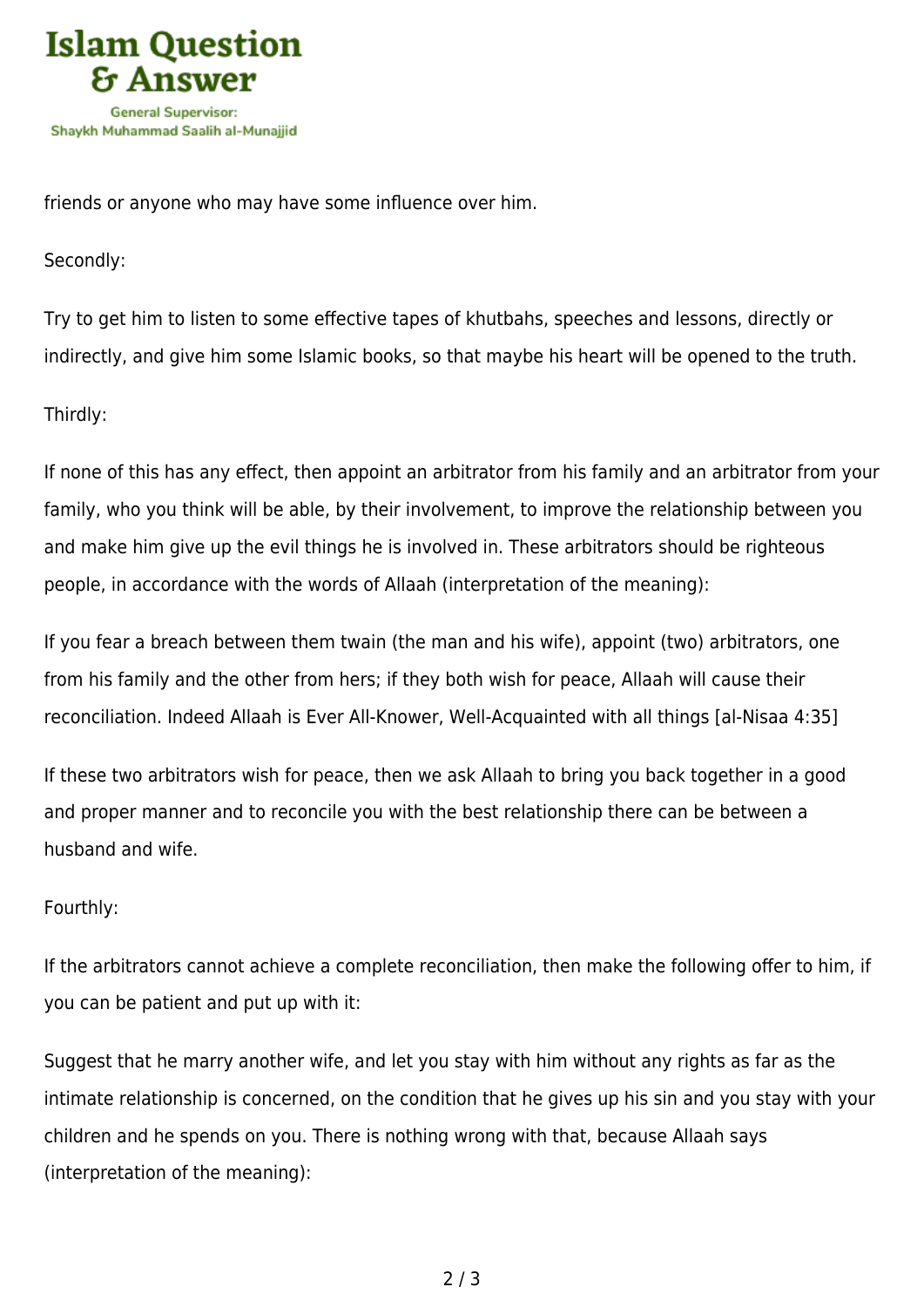friends or anyone who may have some influence over him.

Secondly:

Try to get him to listen to some effective tapes of khutbahs, speeches and lessons, directly or indirectly, and give him some Islamic books, so that maybe his heart will be opened to the truth.

Thirdly:

If none of this has any effect, then appoint an arbitrator from his family and an arbitrator from your family, who you think will be able, by their involvement, to improve the relationship between you and make him give up the evil things he is involved in. These arbitrators should be righteous people, in accordance with the words of Allaah (interpretation of the meaning):

If you fear a breach between them twain (the man and his wife), appoint (two) arbitrators, one from his family and the other from hers; if they both wish for peace, Allaah will cause their reconciliation. Indeed Allaah is Ever All-Knower, Well-Acquainted with all things [al-Nisaa 4:35]

If these two arbitrators wish for peace, then we ask Allaah to bring you back together in a good and proper manner and to reconcile you with the best relationship there can be between a husband and wife.

Fourthly:

If the arbitrators cannot achieve a complete reconciliation, then make the following offer to him, if you can be patient and put up with it:

Suggest that he marry another wife, and let you stay with him without any rights as far as the intimate relationship is concerned, on the condition that he gives up his sin and you stay with your children and he spends on you. There is nothing wrong with that, because Allaah says (interpretation of the meaning):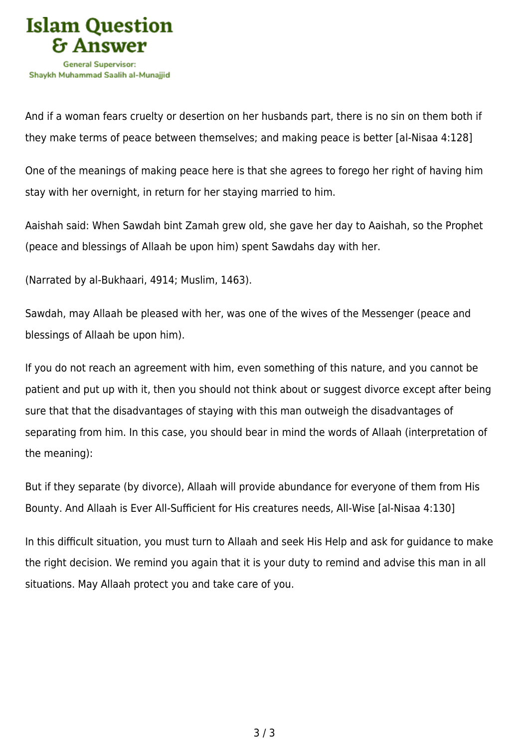And if a woman fears cruelty or desertion on her husbands part, there is no sin on them both if they make terms of peace between themselves; and making peace is better [al-Nisaa 4:128]

One of the meanings of making peace here is that she agrees to forego her right of having him stay with her overnight, in return for her staying married to him.

Aaishah said: When Sawdah bint Zamah grew old, she gave her day to Aaishah, so the Prophet (peace and blessings of Allaah be upon him) spent Sawdahs day with her.

(Narrated by al-Bukhaari, 4914; Muslim, 1463).

Sawdah, may Allaah be pleased with her, was one of the wives of the Messenger (peace and blessings of Allaah be upon him).

If you do not reach an agreement with him, even something of this nature, and you cannot be patient and put up with it, then you should not think about or suggest divorce except after being sure that that the disadvantages of staying with this man outweigh the disadvantages of separating from him. In this case, you should bear in mind the words of Allaah (interpretation of the meaning):

But if they separate (by divorce), Allaah will provide abundance for everyone of them from His Bounty. And Allaah is Ever All-Sufficient for His creatures needs, All-Wise [al-Nisaa 4:130]

In this difficult situation, you must turn to Allaah and seek His Help and ask for guidance to make the right decision. We remind you again that it is your duty to remind and advise this man in all situations. May Allaah protect you and take care of you.